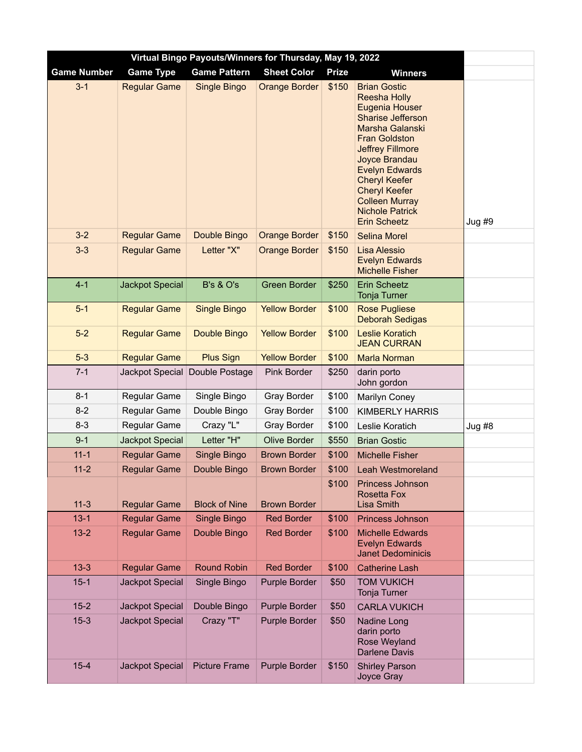| Virtual Bingo Payouts/Winners for Thursday, May 19, 2022 | | | | | | |
|---|---|---|---|---|---|---|
| **Game Number** | **Game Type** | **Game Pattern** | **Sheet Color** | **Prize** | **Winners** | |
| 3-1 | Regular Game | Single Bingo | Orange Border | $150 | Brian Gostic<br>Reesha Holly<br>Eugenia Houser<br>Sharise Jefferson<br>Marsha Galanski<br>Fran Goldston<br>Jeffrey Fillmore<br>Joyce Brandau<br>Evelyn Edwards<br>Cheryl Keefer<br>Cheryl Keefer<br>Colleen Murray<br>Nichole Patrick<br>Erin Scheetz | Jug #9 |
| 3-2 | Regular Game | Double Bingo | Orange Border | $150 | Selina Morel | |
| 3-3 | Regular Game | Letter "X" | Orange Border | $150 | Lisa Alessio<br>Evelyn Edwards<br>Michelle Fisher | |
| 4-1 | Jackpot Special | B's & O's | Green Border | $250 | Erin Scheetz<br>Tonja Turner | |
| 5-1 | Regular Game | Single Bingo | Yellow Border | $100 | Rose Pugliese<br>Deborah Sedigas | |
| 5-2 | Regular Game | Double Bingo | Yellow Border | $100 | Leslie Koratich<br>JEAN CURRAN | |
| 5-3 | Regular Game | Plus Sign | Yellow Border | $100 | Marla Norman | |
| 7-1 | Jackpot Special | Double Postage | Pink Border | $250 | darin porto<br>John gordon | |
| 8-1 | Regular Game | Single Bingo | Gray Border | $100 | Marilyn Coney | |
| 8-2 | Regular Game | Double Bingo | Gray Border | $100 | KIMBERLY HARRIS | |
| 8-3 | Regular Game | Crazy "L" | Gray Border | $100 | Leslie Koratich | Jug #8 |
| 9-1 | Jackpot Special | Letter "H" | Olive Border | $550 | Brian Gostic | |
| 11-1 | Regular Game | Single Bingo | Brown Border | $100 | Michelle Fisher | |
| 11-2 | Regular Game | Double Bingo | Brown Border | $100 | Leah Westmoreland | |
| 11-3 | Regular Game | Block of Nine | Brown Border | $100 | Princess Johnson<br>Rosetta Fox<br>Lisa Smith | |
| 13-1 | Regular Game | Single Bingo | Red Border | $100 | Princess Johnson | |
| 13-2 | Regular Game | Double Bingo | Red Border | $100 | Michelle Edwards<br>Evelyn Edwards<br>Janet Dedominicis | |
| 13-3 | Regular Game | Round Robin | Red Border | $100 | Catherine Lash | |
| 15-1 | Jackpot Special | Single Bingo | Purple Border | $50 | TOM VUKICH<br>Tonja Turner | |
| 15-2 | Jackpot Special | Double Bingo | Purple Border | $50 | CARLA VUKICH | |
| 15-3 | Jackpot Special | Crazy "T" | Purple Border | $50 | Nadine Long<br>darin porto<br>Rose Weyland<br>Darlene Davis | |
| 15-4 | Jackpot Special | Picture Frame | Purple Border | $150 | Shirley Parson<br>Joyce Gray | |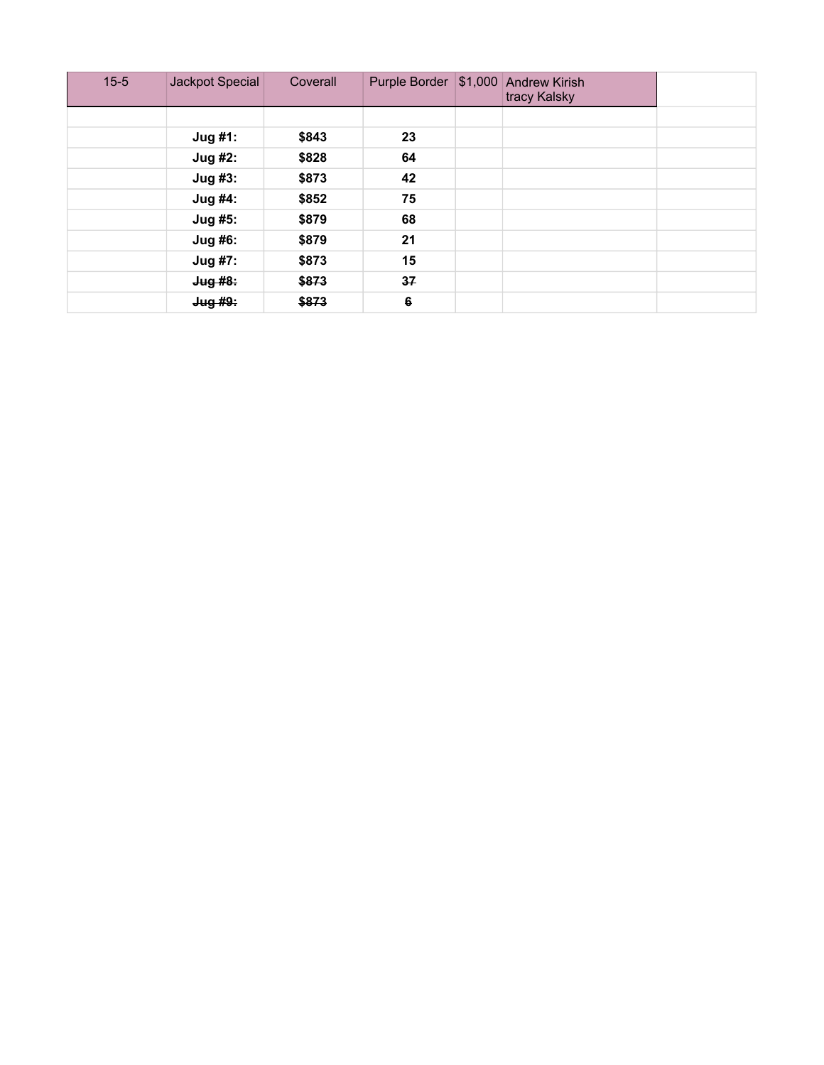| | | | | | | |
|---|---|---|---|---|---|---|
| 15-5 | Jackpot Special | Coverall | Purple Border | $1,000 | Andrew Kirish<br>tracy Kalsky | |
| | | | | | | |
| | **Jug #1:** | **$843** | **23** | | | |
| | **Jug #2:** | **$828** | **64** | | | |
| | **Jug #3:** | **$873** | **42** | | | |
| | **Jug #4:** | **$852** | **75** | | | |
| | **Jug #5:** | **$879** | **68** | | | |
| | **Jug #6:** | **$879** | **21** | | | |
| | **Jug #7:** | **$873** | **15** | | | |
| | ~~**Jug #8:**~~ | ~~**$873**~~ | ~~**37**~~ | | | |
| | ~~**Jug #9:**~~ | ~~**$873**~~ | ~~**6**~~ | | | |